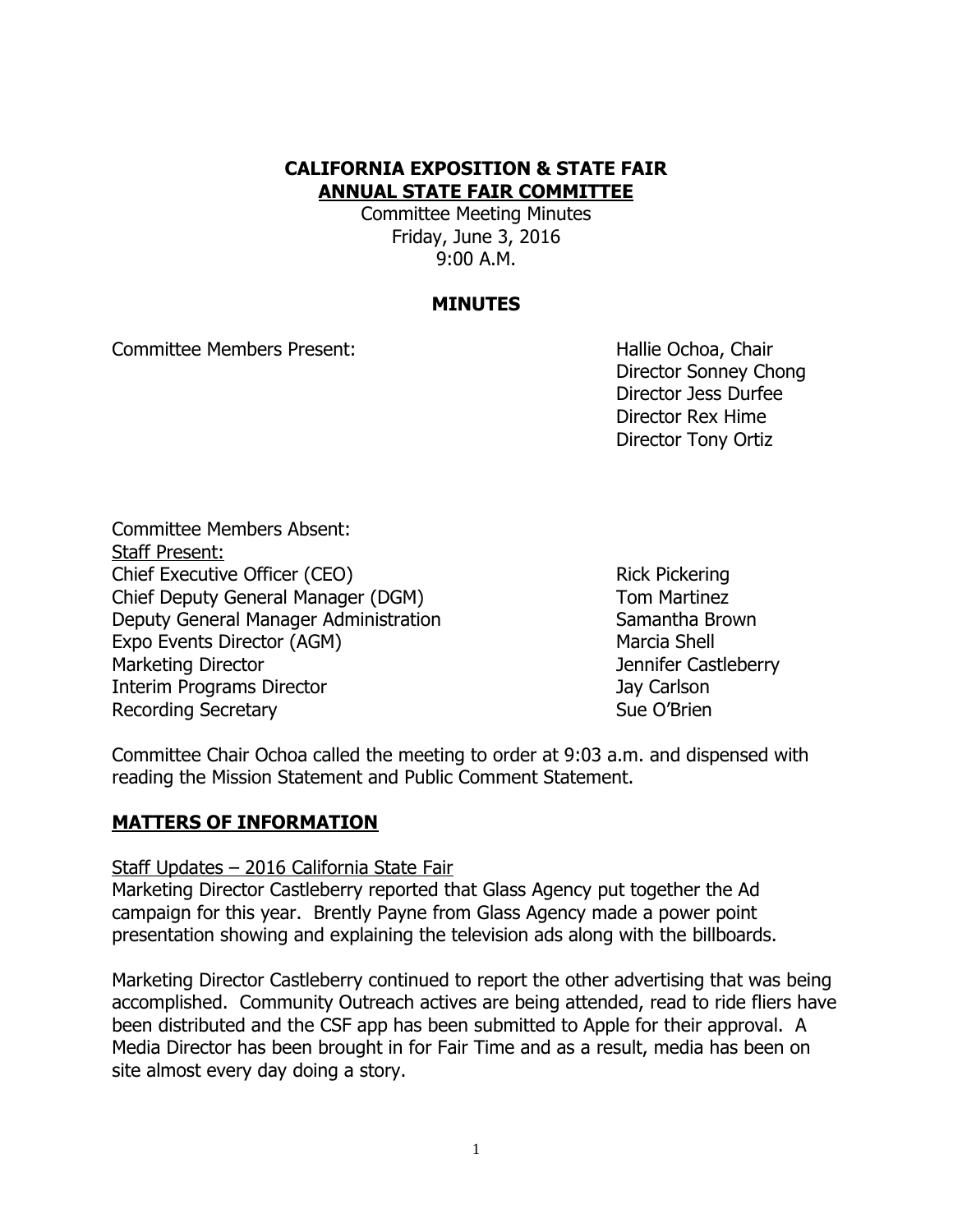**CALIFORNIA EXPOSITION & STATE FAIR**
**ANNUAL STATE FAIR COMMITTEE**

Committee Meeting Minutes
Friday, June 3, 2016
9:00 A.M.

**MINUTES**

| Committee Members Present: | Hallie Ochoa, Chair |
| --- | --- |
| | Director Sonney Chong |
| | Director Jess Durfee |
| | Director Rex Hime |
| | Director Tony Ortiz |

Committee Members Absent:

Staff Present:

| | |
| --- | --- |
| Chief Executive Officer (CEO) | Rick Pickering |
| Chief Deputy General Manager (DGM) | Tom Martinez |
| Deputy General Manager Administration | Samantha Brown |
| Expo Events Director (AGM) | Marcia Shell |
| Marketing Director | Jennifer Castleberry |
| Interim Programs Director | Jay Carlson |
| Recording Secretary | Sue O'Brien |

Committee Chair Ochoa called the meeting to order at 9:03 a.m. and dispensed with reading the Mission Statement and Public Comment Statement.

## MATTERS OF INFORMATION

Staff Updates – 2016 California State Fair

Marketing Director Castleberry reported that Glass Agency put together the Ad campaign for this year. Brently Payne from Glass Agency made a power point presentation showing and explaining the television ads along with the billboards.

Marketing Director Castleberry continued to report the other advertising that was being accomplished. Community Outreach actives are being attended, read to ride fliers have been distributed and the CSF app has been submitted to Apple for their approval. A Media Director has been brought in for Fair Time and as a result, media has been on site almost every day doing a story.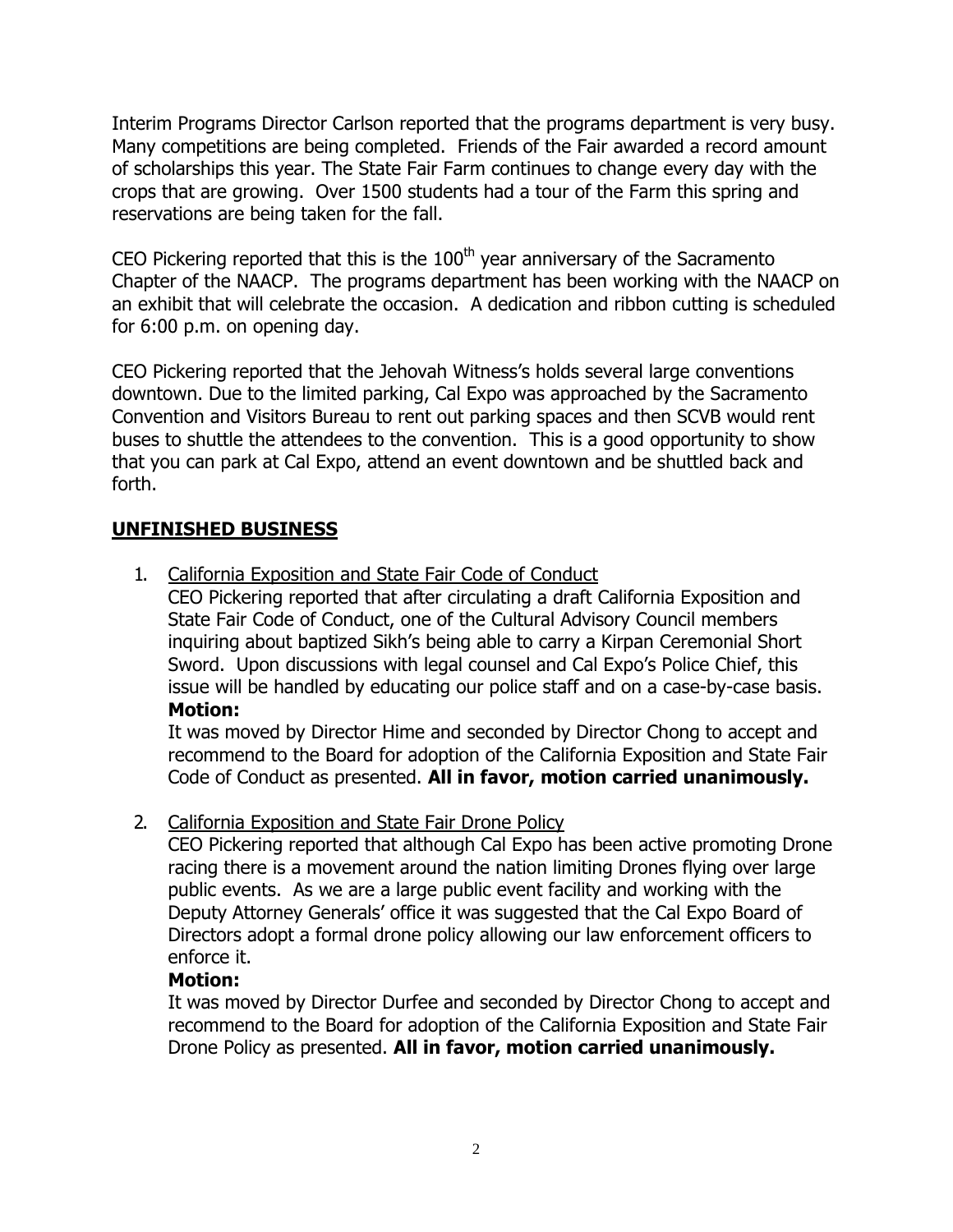Interim Programs Director Carlson reported that the programs department is very busy. Many competitions are being completed. Friends of the Fair awarded a record amount of scholarships this year. The State Fair Farm continues to change every day with the crops that are growing. Over 1500 students had a tour of the Farm this spring and reservations are being taken for the fall.

CEO Pickering reported that this is the 100th year anniversary of the Sacramento Chapter of the NAACP. The programs department has been working with the NAACP on an exhibit that will celebrate the occasion. A dedication and ribbon cutting is scheduled for 6:00 p.m. on opening day.

CEO Pickering reported that the Jehovah Witness's holds several large conventions downtown. Due to the limited parking, Cal Expo was approached by the Sacramento Convention and Visitors Bureau to rent out parking spaces and then SCVB would rent buses to shuttle the attendees to the convention. This is a good opportunity to show that you can park at Cal Expo, attend an event downtown and be shuttled back and forth.

## UNFINISHED BUSINESS

1. California Exposition and State Fair Code of Conduct
   CEO Pickering reported that after circulating a draft California Exposition and State Fair Code of Conduct, one of the Cultural Advisory Council members inquiring about baptized Sikh's being able to carry a Kirpan Ceremonial Short Sword. Upon discussions with legal counsel and Cal Expo's Police Chief, this issue will be handled by educating our police staff and on a case-by-case basis.
   **Motion:**
   It was moved by Director Hime and seconded by Director Chong to accept and recommend to the Board for adoption of the California Exposition and State Fair Code of Conduct as presented. **All in favor, motion carried unanimously.**

2. California Exposition and State Fair Drone Policy
   CEO Pickering reported that although Cal Expo has been active promoting Drone racing there is a movement around the nation limiting Drones flying over large public events. As we are a large public event facility and working with the Deputy Attorney Generals' office it was suggested that the Cal Expo Board of Directors adopt a formal drone policy allowing our law enforcement officers to enforce it.
   **Motion:**
   It was moved by Director Durfee and seconded by Director Chong to accept and recommend to the Board for adoption of the California Exposition and State Fair Drone Policy as presented. **All in favor, motion carried unanimously.**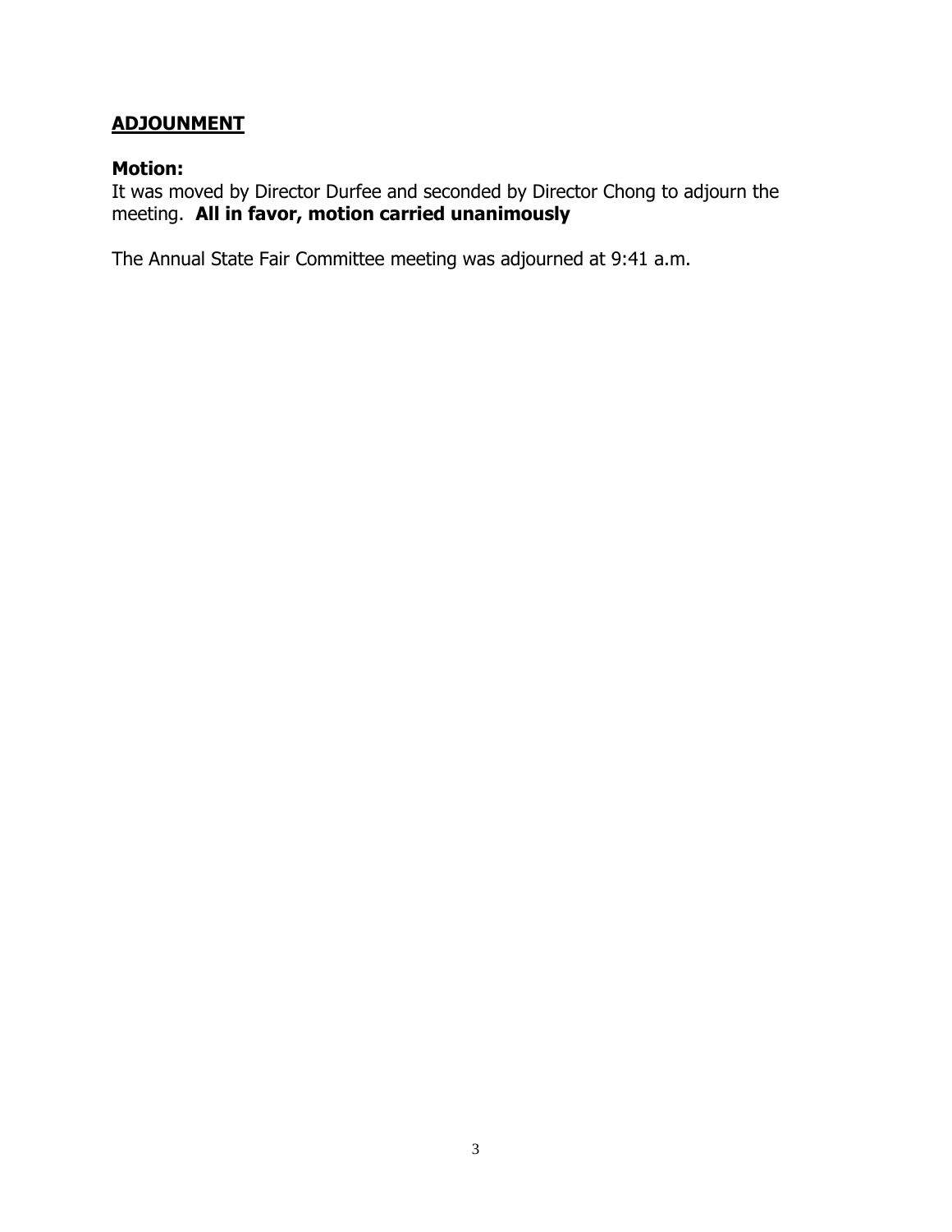## ADJOUNMENT

**Motion:**
It was moved by Director Durfee and seconded by Director Chong to adjourn the meeting. **All in favor, motion carried unanimously**

The Annual State Fair Committee meeting was adjourned at 9:41 a.m.